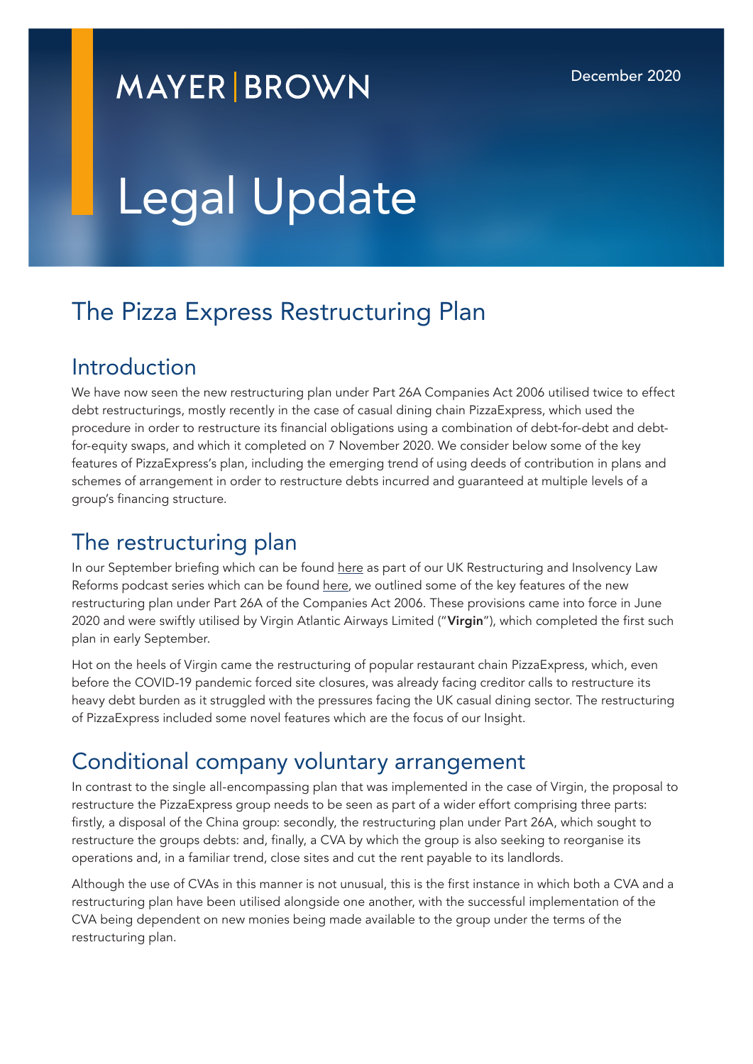MAYER BROWN

December 2020

# Legal Update

## The Pizza Express Restructuring Plan

### Introduction

We have now seen the new restructuring plan under Part 26A Companies Act 2006 utilised twice to effect debt restructurings, mostly recently in the case of casual dining chain PizzaExpress, which used the procedure in order to restructure its financial obligations using a combination of debt-for-debt and debt-for-equity swaps, and which it completed on 7 November 2020. We consider below some of the key features of PizzaExpress's plan, including the emerging trend of using deeds of contribution in plans and schemes of arrangement in order to restructure debts incurred and guaranteed at multiple levels of a group's financing structure.

### The restructuring plan

In our September briefing which can be found here as part of our UK Restructuring and Insolvency Law Reforms podcast series which can be found here, we outlined some of the key features of the new restructuring plan under Part 26A of the Companies Act 2006. These provisions came into force in June 2020 and were swiftly utilised by Virgin Atlantic Airways Limited ("**Virgin**"), which completed the first such plan in early September.

Hot on the heels of Virgin came the restructuring of popular restaurant chain PizzaExpress, which, even before the COVID-19 pandemic forced site closures, was already facing creditor calls to restructure its heavy debt burden as it struggled with the pressures facing the UK casual dining sector. The restructuring of PizzaExpress included some novel features which are the focus of our Insight.

### Conditional company voluntary arrangement

In contrast to the single all-encompassing plan that was implemented in the case of Virgin, the proposal to restructure the PizzaExpress group needs to be seen as part of a wider effort comprising three parts: firstly, a disposal of the China group: secondly, the restructuring plan under Part 26A, which sought to restructure the groups debts: and, finally, a CVA by which the group is also seeking to reorganise its operations and, in a familiar trend, close sites and cut the rent payable to its landlords.

Although the use of CVAs in this manner is not unusual, this is the first instance in which both a CVA and a restructuring plan have been utilised alongside one another, with the successful implementation of the CVA being dependent on new monies being made available to the group under the terms of the restructuring plan.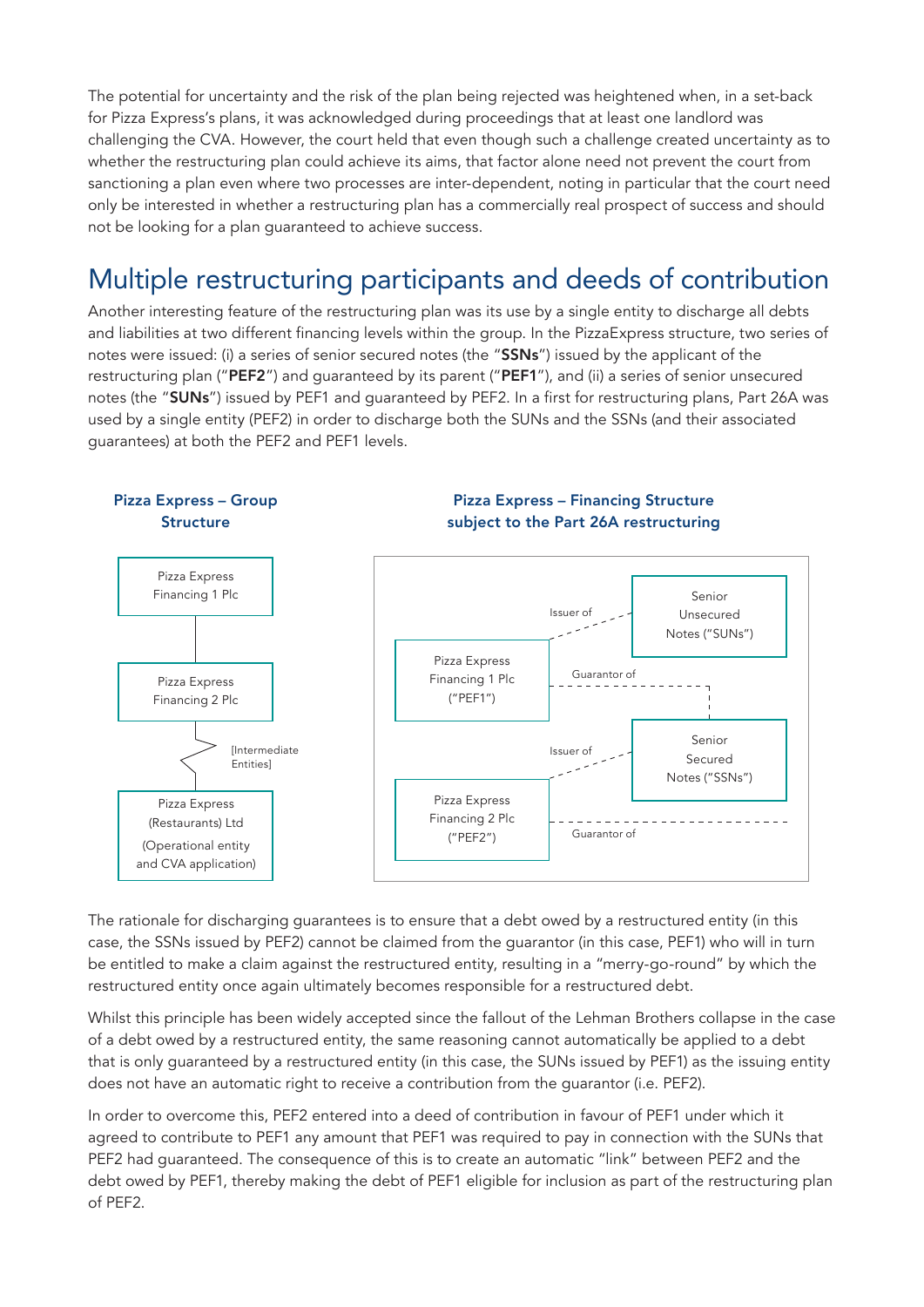The potential for uncertainty and the risk of the plan being rejected was heightened when, in a set-back for Pizza Express's plans, it was acknowledged during proceedings that at least one landlord was challenging the CVA. However, the court held that even though such a challenge created uncertainty as to whether the restructuring plan could achieve its aims, that factor alone need not prevent the court from sanctioning a plan even where two processes are inter-dependent, noting in particular that the court need only be interested in whether a restructuring plan has a commercially real prospect of success and should not be looking for a plan guaranteed to achieve success.

## Multiple restructuring participants and deeds of contribution

Another interesting feature of the restructuring plan was its use by a single entity to discharge all debts and liabilities at two different financing levels within the group. In the PizzaExpress structure, two series of notes were issued: (i) a series of senior secured notes (the "**SSNs**") issued by the applicant of the restructuring plan ("**PEF2**") and guaranteed by its parent ("**PEF1**"), and (ii) a series of senior unsecured notes (the "**SUNs**") issued by PEF1 and guaranteed by PEF2. In a first for restructuring plans, Part 26A was used by a single entity (PEF2) in order to discharge both the SUNs and the SSNs (and their associated guarantees) at both the PEF2 and PEF1 levels.

**Pizza Express – Group Structure**

- Pizza Express Financing 1 Plc
- Pizza Express Financing 2 Plc
- [Intermediate Entities]
- Pizza Express (Restaurants) Ltd (Operational entity and CVA application)

**Pizza Express – Financing Structure subject to the Part 26A restructuring**

- Pizza Express Financing 1 Plc ("PEF1") – Issuer of Senior Unsecured Notes ("SUNs"); Guarantor of Senior Secured Notes ("SSNs")
- Pizza Express Financing 2 Plc ("PEF2") – Issuer of Senior Secured Notes ("SSNs"); Guarantor of Senior Unsecured Notes ("SUNs")

The rationale for discharging guarantees is to ensure that a debt owed by a restructured entity (in this case, the SSNs issued by PEF2) cannot be claimed from the guarantor (in this case, PEF1) who will in turn be entitled to make a claim against the restructured entity, resulting in a "merry-go-round" by which the restructured entity once again ultimately becomes responsible for a restructured debt.

Whilst this principle has been widely accepted since the fallout of the Lehman Brothers collapse in the case of a debt owed by a restructured entity, the same reasoning cannot automatically be applied to a debt that is only guaranteed by a restructured entity (in this case, the SUNs issued by PEF1) as the issuing entity does not have an automatic right to receive a contribution from the guarantor (i.e. PEF2).

In order to overcome this, PEF2 entered into a deed of contribution in favour of PEF1 under which it agreed to contribute to PEF1 any amount that PEF1 was required to pay in connection with the SUNs that PEF2 had guaranteed. The consequence of this is to create an automatic "link" between PEF2 and the debt owed by PEF1, thereby making the debt of PEF1 eligible for inclusion as part of the restructuring plan of PEF2.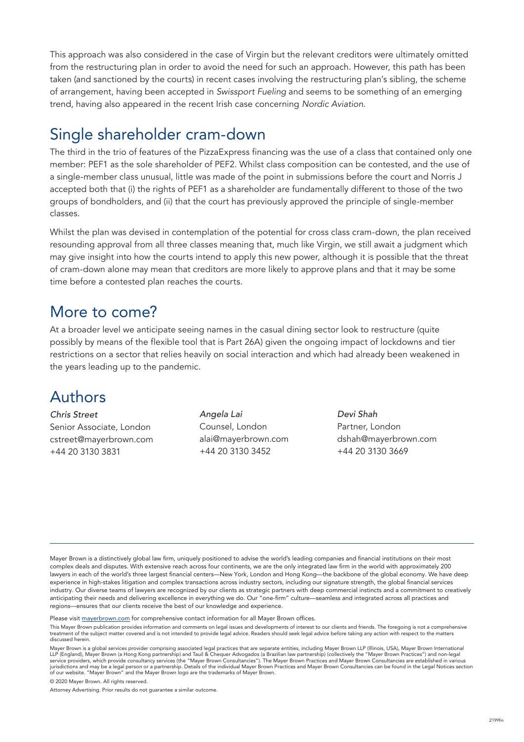This approach was also considered in the case of Virgin but the relevant creditors were ultimately omitted from the restructuring plan in order to avoid the need for such an approach. However, this path has been taken (and sanctioned by the courts) in recent cases involving the restructuring plan's sibling, the scheme of arrangement, having been accepted in *Swissport Fueling* and seems to be something of an emerging trend, having also appeared in the recent Irish case concerning *Nordic Aviation*.

## Single shareholder cram-down

The third in the trio of features of the PizzaExpress financing was the use of a class that contained only one member: PEF1 as the sole shareholder of PEF2. Whilst class composition can be contested, and the use of a single-member class unusual, little was made of the point in submissions before the court and Norris J accepted both that (i) the rights of PEF1 as a shareholder are fundamentally different to those of the two groups of bondholders, and (ii) that the court has previously approved the principle of single-member classes.

Whilst the plan was devised in contemplation of the potential for cross class cram-down, the plan received resounding approval from all three classes meaning that, much like Virgin, we still await a judgment which may give insight into how the courts intend to apply this new power, although it is possible that the threat of cram-down alone may mean that creditors are more likely to approve plans and that it may be some time before a contested plan reaches the courts.

## More to come?

At a broader level we anticipate seeing names in the casual dining sector look to restructure (quite possibly by means of the flexible tool that is Part 26A) given the ongoing impact of lockdowns and tier restrictions on a sector that relies heavily on social interaction and which had already been weakened in the years leading up to the pandemic.

## Authors

*Chris Street*
Senior Associate, London
cstreet@mayerbrown.com
+44 20 3130 3831

*Angela Lai*
Counsel, London
alai@mayerbrown.com
+44 20 3130 3452

*Devi Shah*
Partner, London
dshah@mayerbrown.com
+44 20 3130 3669

Mayer Brown is a distinctively global law firm, uniquely positioned to advise the world's leading companies and financial institutions on their most complex deals and disputes. With extensive reach across four continents, we are the only integrated law firm in the world with approximately 200 lawyers in each of the world's three largest financial centers—New York, London and Hong Kong—the backbone of the global economy. We have deep experience in high-stakes litigation and complex transactions across industry sectors, including our signature strength, the global financial services industry. Our diverse teams of lawyers are recognized by our clients as strategic partners with deep commercial instincts and a commitment to creatively anticipating their needs and delivering excellence in everything we do. Our "one-firm" culture—seamless and integrated across all practices and regions—ensures that our clients receive the best of our knowledge and experience.

Please visit mayerbrown.com for comprehensive contact information for all Mayer Brown offices.

This Mayer Brown publication provides information and comments on legal issues and developments of interest to our clients and friends. The foregoing is not a comprehensive treatment of the subject matter covered and is not intended to provide legal advice. Readers should seek legal advice before taking any action with respect to the matters discussed herein.

Mayer Brown is a global services provider comprising associated legal practices that are separate entities, including Mayer Brown LLP (Illinois, USA), Mayer Brown International LLP (England), Mayer Brown (a Hong Kong partnership) and Tauil & Chequer Advogados (a Brazilian law partnership) (collectively the "Mayer Brown Practices") and non-legal service providers, which provide consultancy services (the "Mayer Brown Consultancies"). The Mayer Brown Practices and Mayer Brown Consultancies are established in various jurisdictions and may be a legal person or a partnership. Details of the individual Mayer Brown Practices and Mayer Brown Consultancies can be found in the Legal Notices section of our website. "Mayer Brown" and the Mayer Brown logo are the trademarks of Mayer Brown.

© 2020 Mayer Brown. All rights reserved.

Attorney Advertising. Prior results do not guarantee a similar outcome.

2199fin